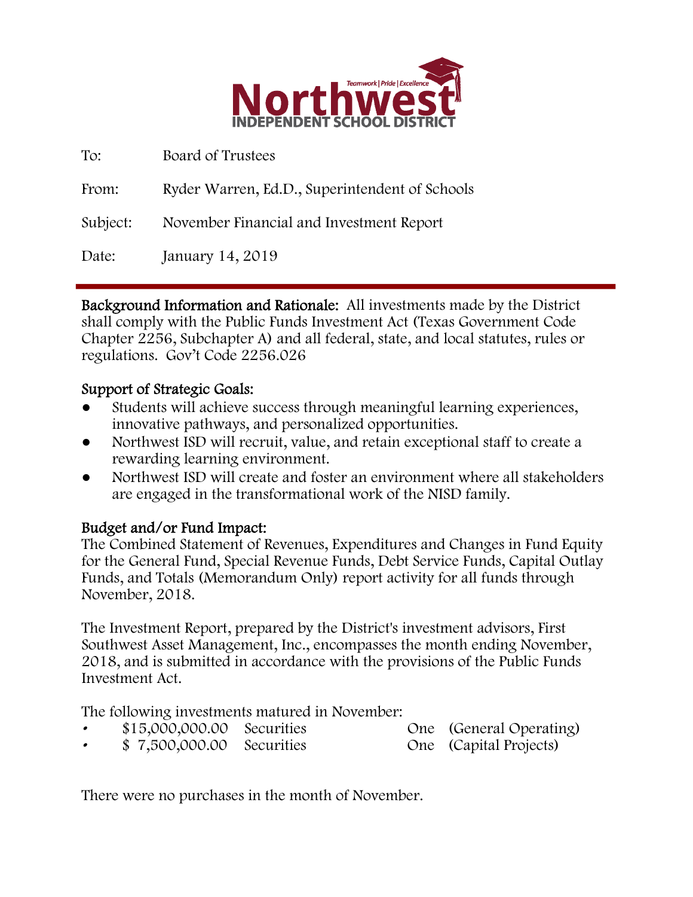**Northwest**
Teamwork | Pride | Excellence
**INDEPENDENT SCHOOL DISTRICT**

To: Board of Trustees

From: Ryder Warren, Ed.D., Superintendent of Schools

Subject: November Financial and Investment Report

Date: January 14, 2019

---

**Background Information and Rationale:** All investments made by the District shall comply with the Public Funds Investment Act (Texas Government Code Chapter 2256, Subchapter A) and all federal, state, and local statutes, rules or regulations. Gov't Code 2256.026

**Support of Strategic Goals:**

- Students will achieve success through meaningful learning experiences, innovative pathways, and personalized opportunities.
- Northwest ISD will recruit, value, and retain exceptional staff to create a rewarding learning environment.
- Northwest ISD will create and foster an environment where all stakeholders are engaged in the transformational work of the NISD family.

**Budget and/or Fund Impact:**
The Combined Statement of Revenues, Expenditures and Changes in Fund Equity for the General Fund, Special Revenue Funds, Debt Service Funds, Capital Outlay Funds, and Totals (Memorandum Only) report activity for all funds through November, 2018.

The Investment Report, prepared by the District's investment advisors, First Southwest Asset Management, Inc., encompasses the month ending November, 2018, and is submitted in accordance with the provisions of the Public Funds Investment Act.

The following investments matured in November:

- $15,000,000.00 Securities One (General Operating)
- $ 7,500,000.00 Securities One (Capital Projects)

There were no purchases in the month of November.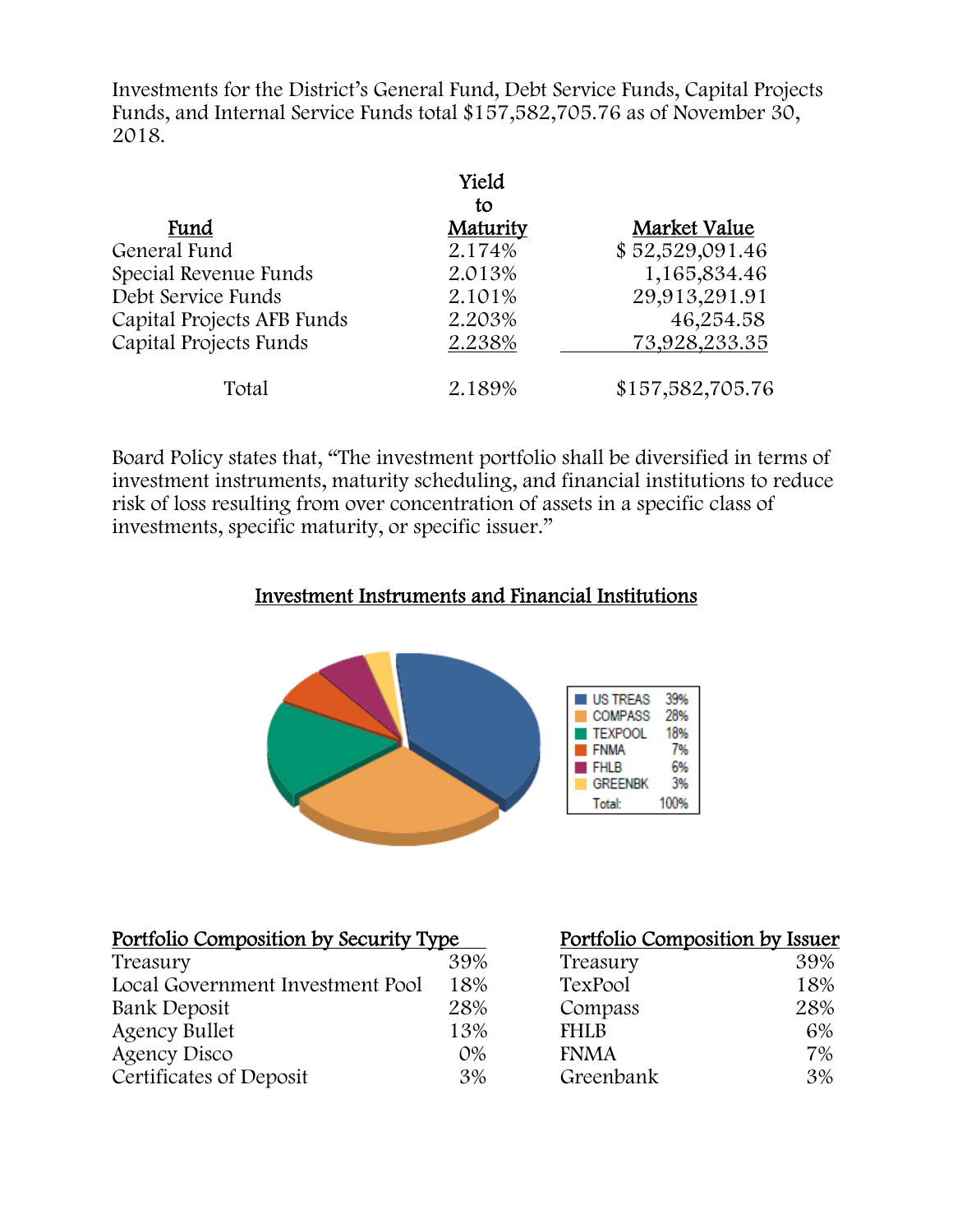Investments for the District's General Fund, Debt Service Funds, Capital Projects Funds, and Internal Service Funds total $157,582,705.76 as of November 30, 2018.

| Fund | Yield to Maturity | Market Value |
|---|---|---|
| General Fund | 2.174% | $ 52,529,091.46 |
| Special Revenue Funds | 2.013% | 1,165,834.46 |
| Debt Service Funds | 2.101% | 29,913,291.91 |
| Capital Projects AFB Funds | 2.203% | 46,254.58 |
| Capital Projects Funds | 2.238% | 73,928,233.35 |
| Total | 2.189% | $157,582,705.76 |

Board Policy states that, "The investment portfolio shall be diversified in terms of investment instruments, maturity scheduling, and financial institutions to reduce risk of loss resulting from over concentration of assets in a specific class of investments, specific maturity, or specific issuer."

## Investment Instruments and Financial Institutions

| | |
|---|---|
| US TREAS | 39% |
| COMPASS | 28% |
| TEXPOOL | 18% |
| FNMA | 7% |
| FHLB | 6% |
| GREENBK | 3% |
| Total: | 100% |

| Portfolio Composition by Security Type | |
|---|---|
| Treasury | 39% |
| Local Government Investment Pool | 18% |
| Bank Deposit | 28% |
| Agency Bullet | 13% |
| Agency Disco | 0% |
| Certificates of Deposit | 3% |

| Portfolio Composition by Issuer | |
|---|---|
| Treasury | 39% |
| TexPool | 18% |
| Compass | 28% |
| FHLB | 6% |
| FNMA | 7% |
| Greenbank | 3% |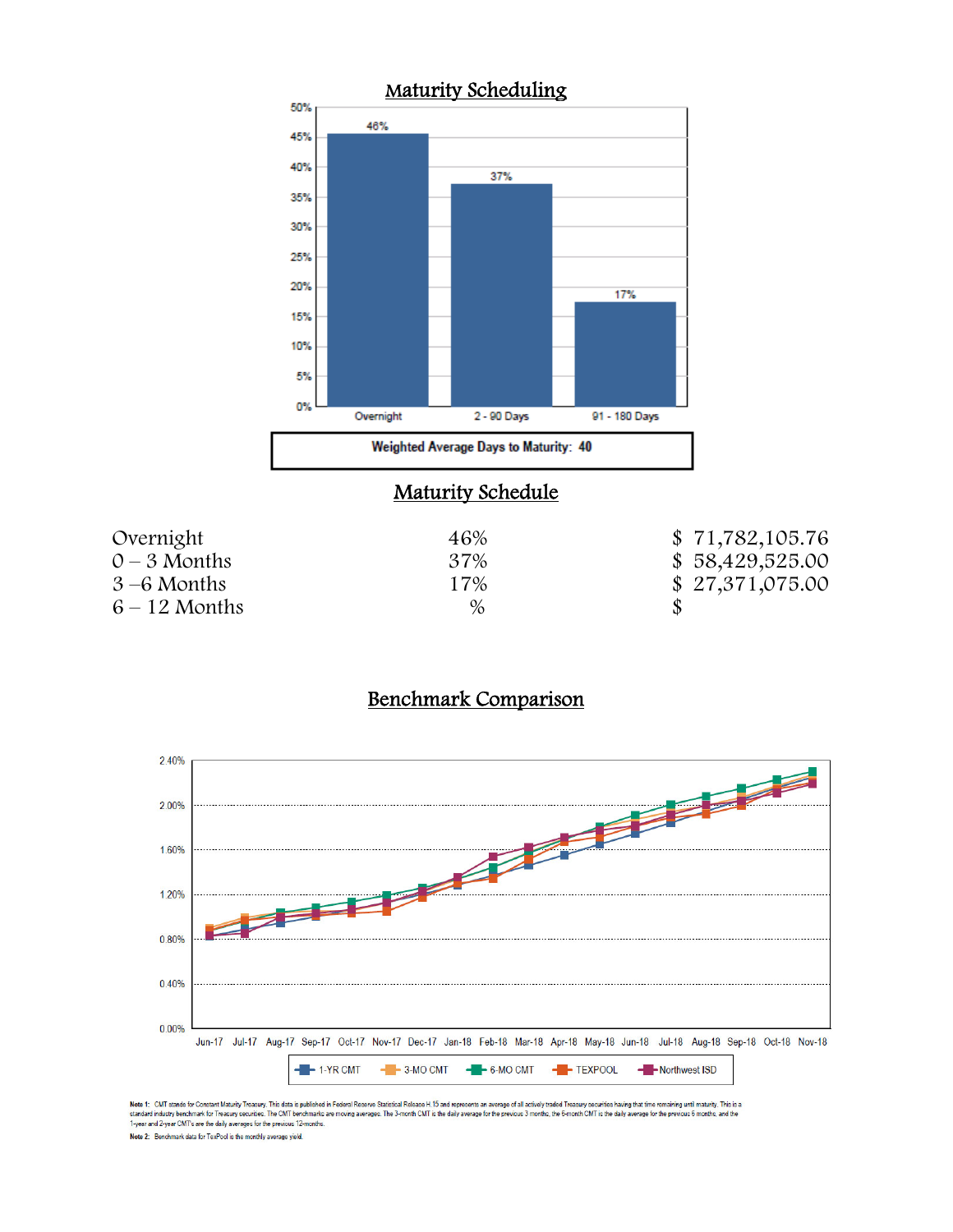## Maturity Scheduling

| | Overnight | 2 - 90 Days | 91 - 180 Days |
|---|---|---|---|
| Percent | 46% | 37% | 17% |

**Weighted Average Days to Maturity: 40**

## Maturity Schedule

| | | |
|---|---|---|
| Overnight | 46% | $ 71,782,105.76 |
| 0 – 3 Months | 37% | $ 58,429,525.00 |
| 3 – 6 Months | 17% | $ 27,371,075.00 |
| 6 – 12 Months | % | $ |

## Benchmark Comparison

Legend: 1-YR CMT, 3-MO CMT, 6-MO CMT, TEXPOOL, Northwest ISD

Months: Jun-17, Jul-17, Aug-17, Sep-17, Oct-17, Nov-17, Dec-17, Jan-18, Feb-18, Mar-18, Apr-18, May-18, Jun-18, Jul-18, Aug-18, Sep-18, Oct-18, Nov-18

**Note 1:** CMT stands for Constant Maturity Treasury. This data is published in Federal Reserve Statistical Release H.15 and represents an average of all actively traded Treasury securities having that time remaining until maturity. This is a standard industry benchmark for Treasury securities. The CMT benchmarks are moving averages. The 3-month CMT is the daily average for the previous 3 months, the 6-month CMT is the daily average for the previous 6 months, and the 1-year and 2-year CMT's are the daily averages for the previous 12-months.

**Note 2:** Benchmark data for TexPool is the monthly average yield.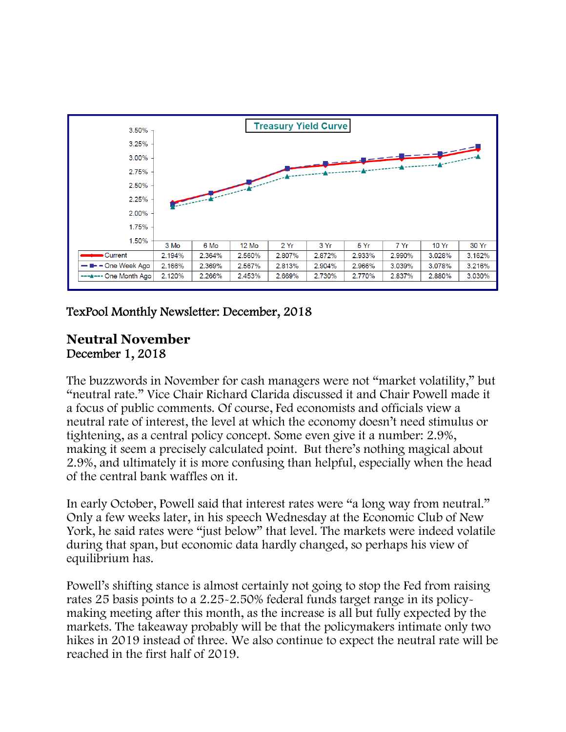**Treasury Yield Curve**

| | 3 Mo | 6 Mo | 12 Mo | 2 Yr | 3 Yr | 5 Yr | 7 Yr | 10 Yr | 30 Yr |
|---|---|---|---|---|---|---|---|---|---|
| Current | 2.194% | 2.364% | 2.560% | 2.807% | 2.872% | 2.933% | 2.990% | 3.028% | 3.162% |
| One Week Ago | 2.166% | 2.369% | 2.567% | 2.813% | 2.904% | 2.966% | 3.039% | 3.078% | 3.216% |
| One Month Ago | 2.120% | 2.266% | 2.453% | 2.669% | 2.730% | 2.770% | 2.837% | 2.880% | 3.030% |

TexPool Monthly Newsletter: December, 2018

## Neutral November

December 1, 2018

The buzzwords in November for cash managers were not "market volatility," but "neutral rate." Vice Chair Richard Clarida discussed it and Chair Powell made it a focus of public comments. Of course, Fed economists and officials view a neutral rate of interest, the level at which the economy doesn't need stimulus or tightening, as a central policy concept. Some even give it a number: 2.9%, making it seem a precisely calculated point. But there's nothing magical about 2.9%, and ultimately it is more confusing than helpful, especially when the head of the central bank waffles on it.

In early October, Powell said that interest rates were "a long way from neutral." Only a few weeks later, in his speech Wednesday at the Economic Club of New York, he said rates were "just below" that level. The markets were indeed volatile during that span, but economic data hardly changed, so perhaps his view of equilibrium has.

Powell's shifting stance is almost certainly not going to stop the Fed from raising rates 25 basis points to a 2.25-2.50% federal funds target range in its policy-making meeting after this month, as the increase is all but fully expected by the markets. The takeaway probably will be that the policymakers intimate only two hikes in 2019 instead of three. We also continue to expect the neutral rate will be reached in the first half of 2019.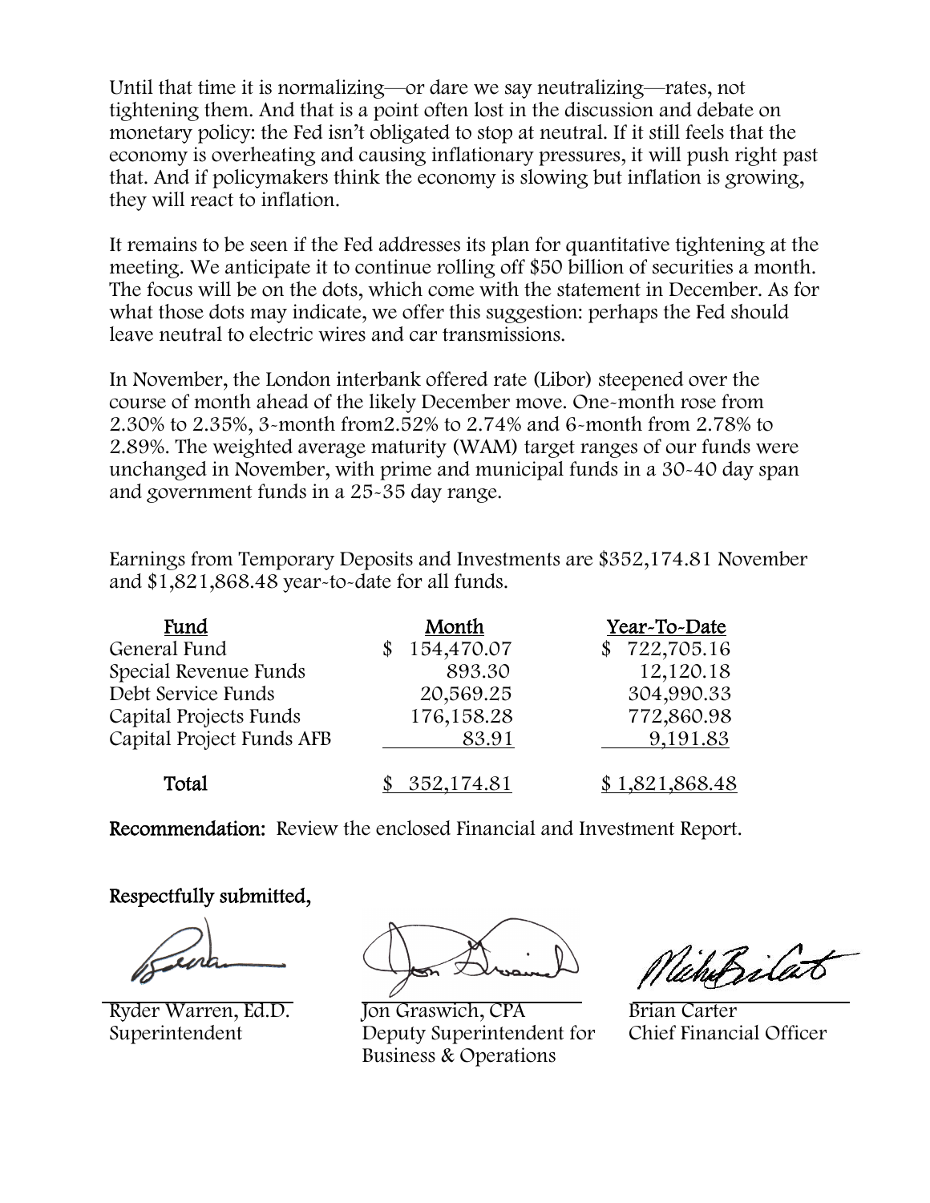Until that time it is normalizing—or dare we say neutralizing—rates, not tightening them. And that is a point often lost in the discussion and debate on monetary policy: the Fed isn't obligated to stop at neutral. If it still feels that the economy is overheating and causing inflationary pressures, it will push right past that. And if policymakers think the economy is slowing but inflation is growing, they will react to inflation.

It remains to be seen if the Fed addresses its plan for quantitative tightening at the meeting. We anticipate it to continue rolling off $50 billion of securities a month. The focus will be on the dots, which come with the statement in December. As for what those dots may indicate, we offer this suggestion: perhaps the Fed should leave neutral to electric wires and car transmissions.

In November, the London interbank offered rate (Libor) steepened over the course of month ahead of the likely December move. One-month rose from 2.30% to 2.35%, 3-month from2.52% to 2.74% and 6-month from 2.78% to 2.89%. The weighted average maturity (WAM) target ranges of our funds were unchanged in November, with prime and municipal funds in a 30-40 day span and government funds in a 25-35 day range.

Earnings from Temporary Deposits and Investments are $352,174.81 November and $1,821,868.48 year-to-date for all funds.

| Fund | Month | Year-To-Date |
|---|---|---|
| General Fund | $ 154,470.07 | $ 722,705.16 |
| Special Revenue Funds | 893.30 | 12,120.18 |
| Debt Service Funds | 20,569.25 | 304,990.33 |
| Capital Projects Funds | 176,158.28 | 772,860.98 |
| Capital Project Funds AFB | 83.91 | 9,191.83 |
| **Total** | $ 352,174.81 | $ 1,821,868.48 |

**Recommendation:** Review the enclosed Financial and Investment Report.

**Respectfully submitted,**

Ryder Warren, Ed.D.
Superintendent

Jon Graswich, CPA
Deputy Superintendent for Business & Operations

Brian Carter
Chief Financial Officer